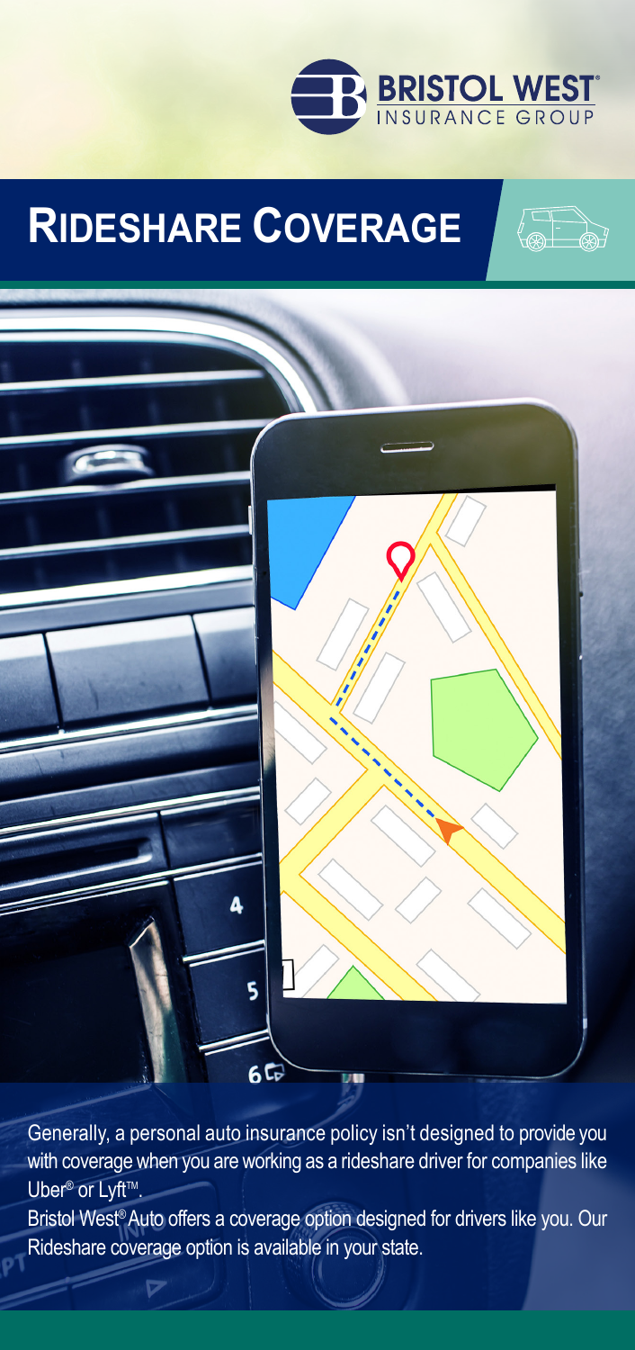BRISTOL WEST® INSURANCE GROUP

# Rideshare Coverage

Generally, a personal auto insurance policy isn't designed to provide you with coverage when you are working as a rideshare driver for companies like Uber® or Lyft™.

Bristol West® Auto offers a coverage option designed for drivers like you. Our Rideshare coverage option is available in your state.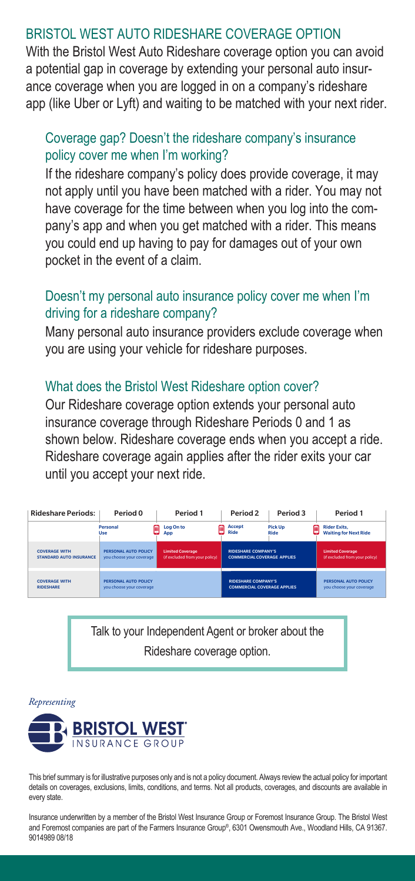## BRISTOL WEST AUTO RIDESHARE COVERAGE OPTION

With the Bristol West Auto Rideshare coverage option you can avoid a potential gap in coverage by extending your personal auto insurance coverage when you are logged in on a company's rideshare app (like Uber or Lyft) and waiting to be matched with your next rider.

### Coverage gap? Doesn't the rideshare company's insurance policy cover me when I'm working?

If the rideshare company's policy does provide coverage, it may not apply until you have been matched with a rider. You may not have coverage for the time between when you log into the company's app and when you get matched with a rider. This means you could end up having to pay for damages out of your own pocket in the event of a claim.

### Doesn't my personal auto insurance policy cover me when I'm driving for a rideshare company?

Many personal auto insurance providers exclude coverage when you are using your vehicle for rideshare purposes.

### What does the Bristol West Rideshare option cover?

Our Rideshare coverage option extends your personal auto insurance coverage through Rideshare Periods 0 and 1 as shown below. Rideshare coverage ends when you accept a ride. Rideshare coverage again applies after the rider exits your car until you accept your next ride.

| Rideshare Periods: | Period 0 | Period 1 | Period 2 | Period 3 | Period 1 |
|---|---|---|---|---|---|
| | Personal Use | Log On to App | Accept Ride | Pick Up Ride | Rider Exits, Waiting for Next Ride |
| COVERAGE WITH STANDARD AUTO INSURANCE | PERSONAL AUTO POLICY you choose your coverage | Limited Coverage (if excluded from your policy) | RIDESHARE COMPANY'S COMMERCIAL COVERAGE APPLIES | | Limited Coverage (if excluded from your policy) |
| COVERAGE WITH RIDESHARE | PERSONAL AUTO POLICY you choose your coverage | | RIDESHARE COMPANY'S COMMERCIAL COVERAGE APPLIES | | PERSONAL AUTO POLICY you choose your coverage |

Talk to your Independent Agent or broker about the Rideshare coverage option.

*Representing*

**BRISTOL WEST®** INSURANCE GROUP

This brief summary is for illustrative purposes only and is not a policy document. Always review the actual policy for important details on coverages, exclusions, limits, conditions, and terms. Not all products, coverages, and discounts are available in every state.

Insurance underwritten by a member of the Bristol West Insurance Group or Foremost Insurance Group. The Bristol West and Foremost companies are part of the Farmers Insurance Group®, 6301 Owensmouth Ave., Woodland Hills, CA 91367. 9014989 08/18